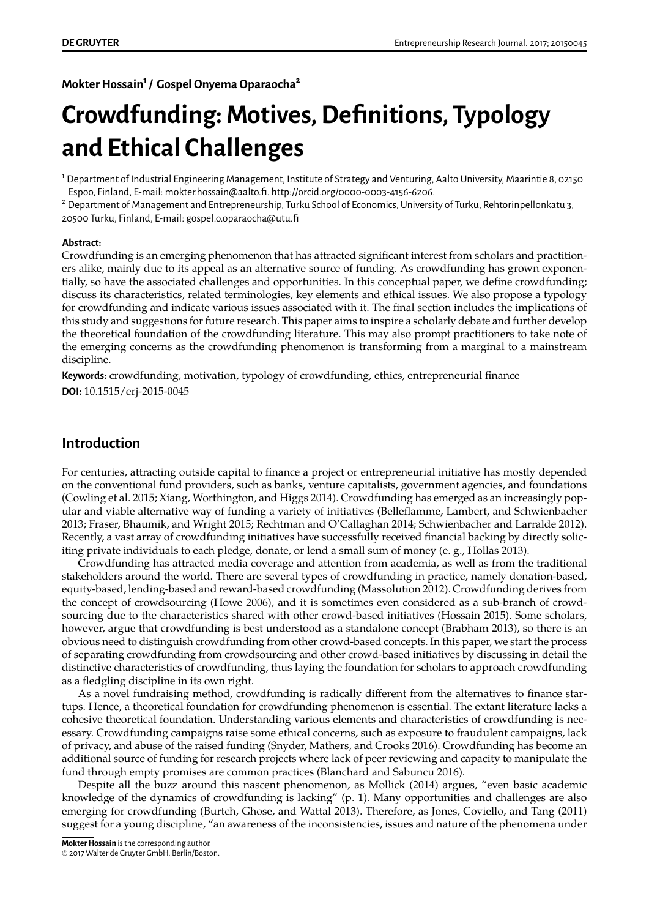**Mokter Hossain[1] / Gospel Onyema Oparaocha[2]**

# Crowdfunding: Motives, Definitions, Typology and Ethical Challenges

[1] Department of Industrial Engineering Management, Institute of Strategy and Venturing, Aalto University, Maarintie 8, 02150 Espoo, Finland, E-mail: mokter.hossain@aalto.fi. http://orcid.org/0000-0003-4156-6206.

[2] Department of Management and Entrepreneurship, Turku School of Economics, University of Turku, Rehtorinpellonkatu 3, 20500 Turku, Finland, E-mail: gospel.o.oparaocha@utu.fi

**Abstract:**

Crowdfunding is an emerging phenomenon that has attracted significant interest from scholars and practitioners alike, mainly due to its appeal as an alternative source of funding. As crowdfunding has grown exponentially, so have the associated challenges and opportunities. In this conceptual paper, we define crowdfunding; discuss its characteristics, related terminologies, key elements and ethical issues. We also propose a typology for crowdfunding and indicate various issues associated with it. The final section includes the implications of this study and suggestions for future research. This paper aims to inspire a scholarly debate and further develop the theoretical foundation of the crowdfunding literature. This may also prompt practitioners to take note of the emerging concerns as the crowdfunding phenomenon is transforming from a marginal to a mainstream discipline.

**Keywords:** crowdfunding, motivation, typology of crowdfunding, ethics, entrepreneurial finance

**DOI:** 10.1515/erj-2015-0045

## Introduction

For centuries, attracting outside capital to finance a project or entrepreneurial initiative has mostly depended on the conventional fund providers, such as banks, venture capitalists, government agencies, and foundations (Cowling et al. 2015; Xiang, Worthington, and Higgs 2014). Crowdfunding has emerged as an increasingly popular and viable alternative way of funding a variety of initiatives (Belleflamme, Lambert, and Schwienbacher 2013; Fraser, Bhaumik, and Wright 2015; Rechtman and O'Callaghan 2014; Schwienbacher and Larralde 2012). Recently, a vast array of crowdfunding initiatives have successfully received financial backing by directly soliciting private individuals to each pledge, donate, or lend a small sum of money (e. g., Hollas 2013).

Crowdfunding has attracted media coverage and attention from academia, as well as from the traditional stakeholders around the world. There are several types of crowdfunding in practice, namely donation-based, equity-based, lending-based and reward-based crowdfunding (Massolution 2012). Crowdfunding derives from the concept of crowdsourcing (Howe 2006), and it is sometimes even considered as a sub-branch of crowdsourcing due to the characteristics shared with other crowd-based initiatives (Hossain 2015). Some scholars, however, argue that crowdfunding is best understood as a standalone concept (Brabham 2013), so there is an obvious need to distinguish crowdfunding from other crowd-based concepts. In this paper, we start the process of separating crowdfunding from crowdsourcing and other crowd-based initiatives by discussing in detail the distinctive characteristics of crowdfunding, thus laying the foundation for scholars to approach crowdfunding as a fledgling discipline in its own right.

As a novel fundraising method, crowdfunding is radically different from the alternatives to finance startups. Hence, a theoretical foundation for crowdfunding phenomenon is essential. The extant literature lacks a cohesive theoretical foundation. Understanding various elements and characteristics of crowdfunding is necessary. Crowdfunding campaigns raise some ethical concerns, such as exposure to fraudulent campaigns, lack of privacy, and abuse of the raised funding (Snyder, Mathers, and Crooks 2016). Crowdfunding has become an additional source of funding for research projects where lack of peer reviewing and capacity to manipulate the fund through empty promises are common practices (Blanchard and Sabuncu 2016).

Despite all the buzz around this nascent phenomenon, as Mollick (2014) argues, "even basic academic knowledge of the dynamics of crowdfunding is lacking" (p. 1). Many opportunities and challenges are also emerging for crowdfunding (Burtch, Ghose, and Wattal 2013). Therefore, as Jones, Coviello, and Tang (2011) suggest for a young discipline, "an awareness of the inconsistencies, issues and nature of the phenomena under

**Mokter Hossain** is the corresponding author.

© 2017 Walter de Gruyter GmbH, Berlin/Boston.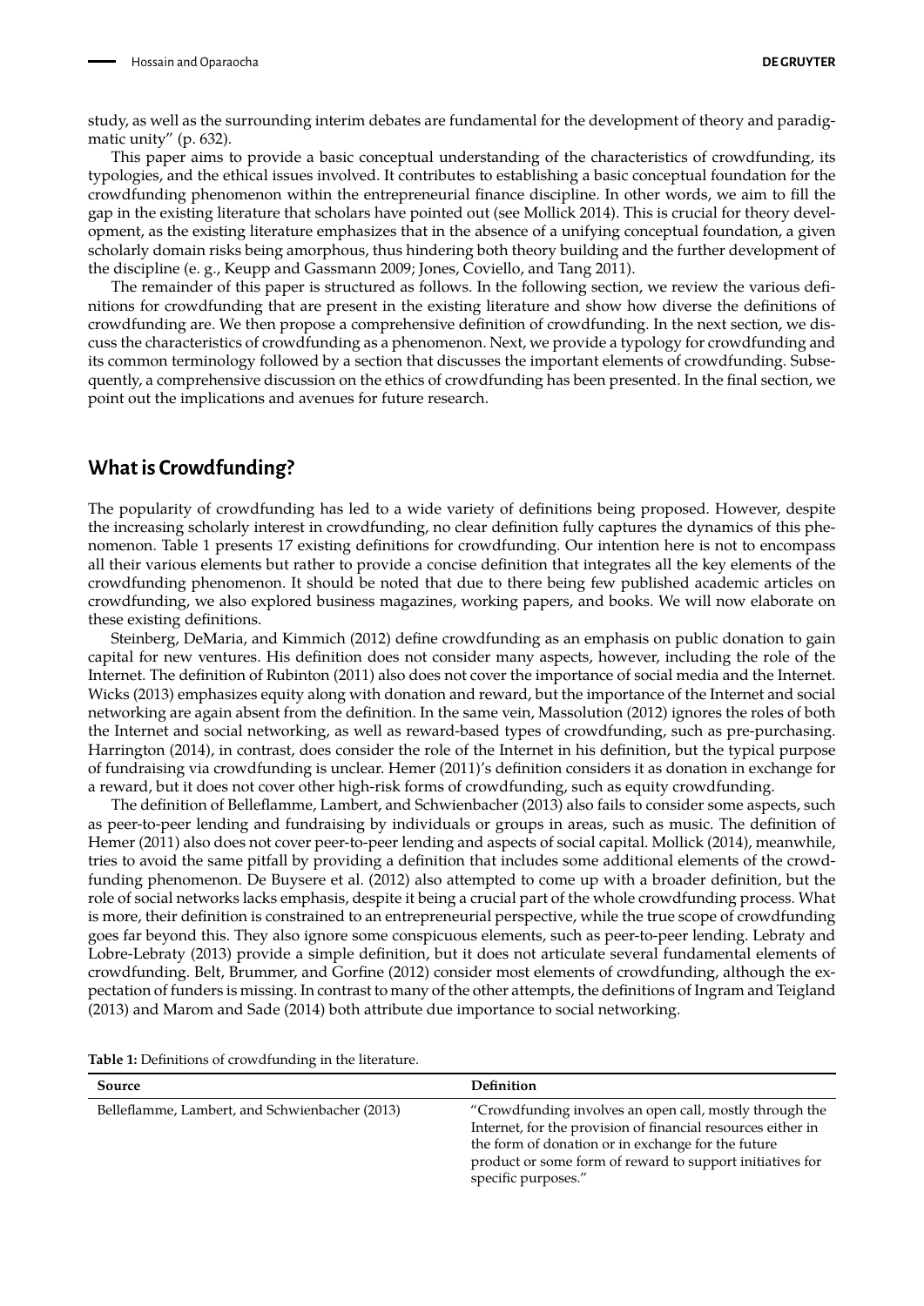study, as well as the surrounding interim debates are fundamental for the development of theory and paradigmatic unity" (p. 632).

This paper aims to provide a basic conceptual understanding of the characteristics of crowdfunding, its typologies, and the ethical issues involved. It contributes to establishing a basic conceptual foundation for the crowdfunding phenomenon within the entrepreneurial finance discipline. In other words, we aim to fill the gap in the existing literature that scholars have pointed out (see Mollick 2014). This is crucial for theory development, as the existing literature emphasizes that in the absence of a unifying conceptual foundation, a given scholarly domain risks being amorphous, thus hindering both theory building and the further development of the discipline (e. g., Keupp and Gassmann 2009; Jones, Coviello, and Tang 2011).

The remainder of this paper is structured as follows. In the following section, we review the various definitions for crowdfunding that are present in the existing literature and show how diverse the definitions of crowdfunding are. We then propose a comprehensive definition of crowdfunding. In the next section, we discuss the characteristics of crowdfunding as a phenomenon. Next, we provide a typology for crowdfunding and its common terminology followed by a section that discusses the important elements of crowdfunding. Subsequently, a comprehensive discussion on the ethics of crowdfunding has been presented. In the final section, we point out the implications and avenues for future research.

## What is Crowdfunding?

The popularity of crowdfunding has led to a wide variety of definitions being proposed. However, despite the increasing scholarly interest in crowdfunding, no clear definition fully captures the dynamics of this phenomenon. Table 1 presents 17 existing definitions for crowdfunding. Our intention here is not to encompass all their various elements but rather to provide a concise definition that integrates all the key elements of the crowdfunding phenomenon. It should be noted that due to there being few published academic articles on crowdfunding, we also explored business magazines, working papers, and books. We will now elaborate on these existing definitions.

Steinberg, DeMaria, and Kimmich (2012) define crowdfunding as an emphasis on public donation to gain capital for new ventures. His definition does not consider many aspects, however, including the role of the Internet. The definition of Rubinton (2011) also does not cover the importance of social media and the Internet. Wicks (2013) emphasizes equity along with donation and reward, but the importance of the Internet and social networking are again absent from the definition. In the same vein, Massolution (2012) ignores the roles of both the Internet and social networking, as well as reward-based types of crowdfunding, such as pre-purchasing. Harrington (2014), in contrast, does consider the role of the Internet in his definition, but the typical purpose of fundraising via crowdfunding is unclear. Hemer (2011)'s definition considers it as donation in exchange for a reward, but it does not cover other high-risk forms of crowdfunding, such as equity crowdfunding.

The definition of Belleflamme, Lambert, and Schwienbacher (2013) also fails to consider some aspects, such as peer-to-peer lending and fundraising by individuals or groups in areas, such as music. The definition of Hemer (2011) also does not cover peer-to-peer lending and aspects of social capital. Mollick (2014), meanwhile, tries to avoid the same pitfall by providing a definition that includes some additional elements of the crowdfunding phenomenon. De Buysere et al. (2012) also attempted to come up with a broader definition, but the role of social networks lacks emphasis, despite it being a crucial part of the whole crowdfunding process. What is more, their definition is constrained to an entrepreneurial perspective, while the true scope of crowdfunding goes far beyond this. They also ignore some conspicuous elements, such as peer-to-peer lending. Lebraty and Lobre-Lebraty (2013) provide a simple definition, but it does not articulate several fundamental elements of crowdfunding. Belt, Brummer, and Gorfine (2012) consider most elements of crowdfunding, although the expectation of funders is missing. In contrast to many of the other attempts, the definitions of Ingram and Teigland (2013) and Marom and Sade (2014) both attribute due importance to social networking.

**Table 1:** Definitions of crowdfunding in the literature.

| Source | Definition |
|---|---|
| Belleflamme, Lambert, and Schwienbacher (2013) | "Crowdfunding involves an open call, mostly through the Internet, for the provision of financial resources either in the form of donation or in exchange for the future product or some form of reward to support initiatives for specific purposes." |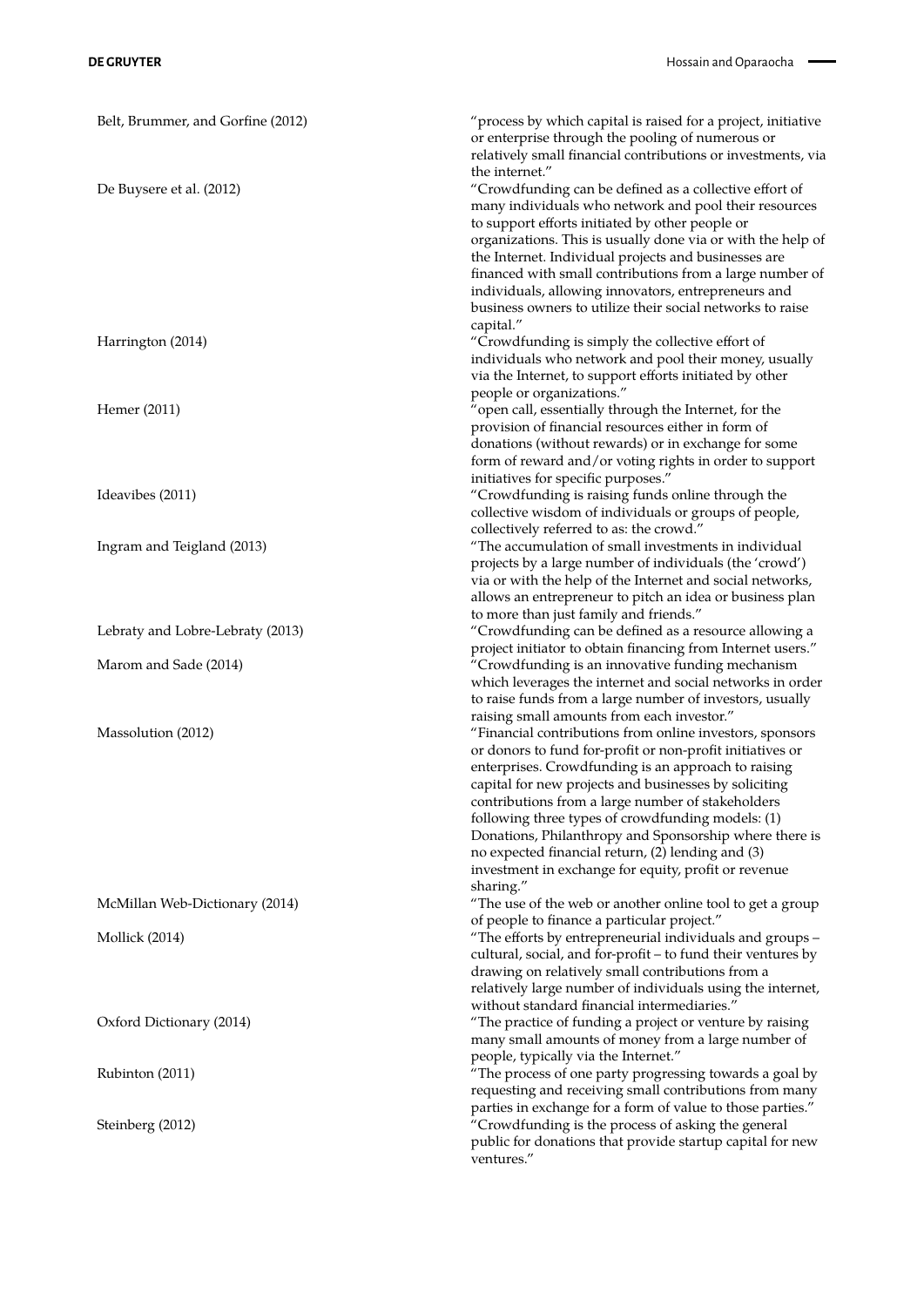| | |
|---|---|
| Belt, Brummer, and Gorfine (2012) | "process by which capital is raised for a project, initiative or enterprise through the pooling of numerous or relatively small financial contributions or investments, via the internet." |
| De Buysere et al. (2012) | "Crowdfunding can be defined as a collective effort of many individuals who network and pool their resources to support efforts initiated by other people or organizations. This is usually done via or with the help of the Internet. Individual projects and businesses are financed with small contributions from a large number of individuals, allowing innovators, entrepreneurs and business owners to utilize their social networks to raise capital." |
| Harrington (2014) | "Crowdfunding is simply the collective effort of individuals who network and pool their money, usually via the Internet, to support efforts initiated by other people or organizations." |
| Hemer (2011) | "open call, essentially through the Internet, for the provision of financial resources either in form of donations (without rewards) or in exchange for some form of reward and/or voting rights in order to support initiatives for specific purposes." |
| Ideavibes (2011) | "Crowdfunding is raising funds online through the collective wisdom of individuals or groups of people, collectively referred to as: the crowd." |
| Ingram and Teigland (2013) | "The accumulation of small investments in individual projects by a large number of individuals (the 'crowd') via or with the help of the Internet and social networks, allows an entrepreneur to pitch an idea or business plan to more than just family and friends." |
| Lebraty and Lobre-Lebraty (2013) | "Crowdfunding can be defined as a resource allowing a project initiator to obtain financing from Internet users." |
| Marom and Sade (2014) | "Crowdfunding is an innovative funding mechanism which leverages the internet and social networks in order to raise funds from a large number of investors, usually raising small amounts from each investor." |
| Massolution (2012) | "Financial contributions from online investors, sponsors or donors to fund for-profit or non-profit initiatives or enterprises. Crowdfunding is an approach to raising capital for new projects and businesses by soliciting contributions from a large number of stakeholders following three types of crowdfunding models: (1) Donations, Philanthropy and Sponsorship where there is no expected financial return, (2) lending and (3) investment in exchange for equity, profit or revenue sharing." |
| McMillan Web-Dictionary (2014) | "The use of the web or another online tool to get a group of people to finance a particular project." |
| Mollick (2014) | "The efforts by entrepreneurial individuals and groups – cultural, social, and for-profit – to fund their ventures by drawing on relatively small contributions from a relatively large number of individuals using the internet, without standard financial intermediaries." |
| Oxford Dictionary (2014) | "The practice of funding a project or venture by raising many small amounts of money from a large number of people, typically via the Internet." |
| Rubinton (2011) | "The process of one party progressing towards a goal by requesting and receiving small contributions from many parties in exchange for a form of value to those parties." |
| Steinberg (2012) | "Crowdfunding is the process of asking the general public for donations that provide startup capital for new ventures." |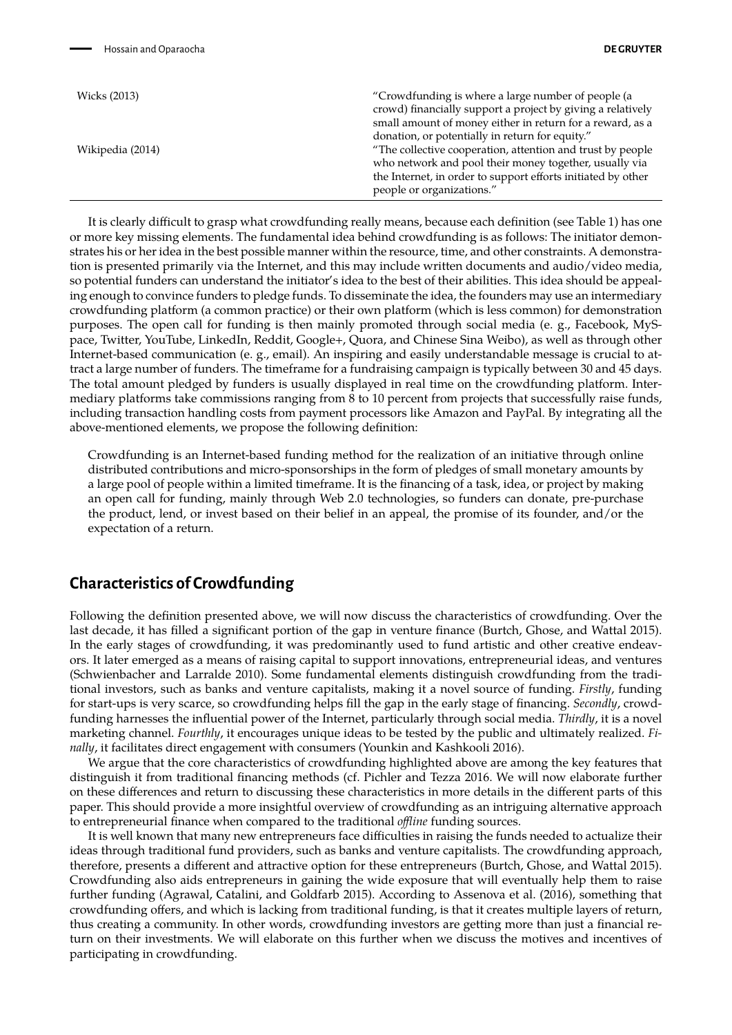| | |
|---|---|
| Wicks (2013) | "Crowdfunding is where a large number of people (a crowd) financially support a project by giving a relatively small amount of money either in return for a reward, as a donation, or potentially in return for equity." |
| Wikipedia (2014) | "The collective cooperation, attention and trust by people who network and pool their money together, usually via the Internet, in order to support efforts initiated by other people or organizations." |

It is clearly difficult to grasp what crowdfunding really means, because each definition (see Table 1) has one or more key missing elements. The fundamental idea behind crowdfunding is as follows: The initiator demonstrates his or her idea in the best possible manner within the resource, time, and other constraints. A demonstration is presented primarily via the Internet, and this may include written documents and audio/video media, so potential funders can understand the initiator's idea to the best of their abilities. This idea should be appealing enough to convince funders to pledge funds. To disseminate the idea, the founders may use an intermediary crowdfunding platform (a common practice) or their own platform (which is less common) for demonstration purposes. The open call for funding is then mainly promoted through social media (e. g., Facebook, MySpace, Twitter, YouTube, LinkedIn, Reddit, Google+, Quora, and Chinese Sina Weibo), as well as through other Internet-based communication (e. g., email). An inspiring and easily understandable message is crucial to attract a large number of funders. The timeframe for a fundraising campaign is typically between 30 and 45 days. The total amount pledged by funders is usually displayed in real time on the crowdfunding platform. Intermediary platforms take commissions ranging from 8 to 10 percent from projects that successfully raise funds, including transaction handling costs from payment processors like Amazon and PayPal. By integrating all the above-mentioned elements, we propose the following definition:

> Crowdfunding is an Internet-based funding method for the realization of an initiative through online distributed contributions and micro-sponsorships in the form of pledges of small monetary amounts by a large pool of people within a limited timeframe. It is the financing of a task, idea, or project by making an open call for funding, mainly through Web 2.0 technologies, so funders can donate, pre-purchase the product, lend, or invest based on their belief in an appeal, the promise of its founder, and/or the expectation of a return.

## Characteristics of Crowdfunding

Following the definition presented above, we will now discuss the characteristics of crowdfunding. Over the last decade, it has filled a significant portion of the gap in venture finance (Burtch, Ghose, and Wattal 2015). In the early stages of crowdfunding, it was predominantly used to fund artistic and other creative endeavors. It later emerged as a means of raising capital to support innovations, entrepreneurial ideas, and ventures (Schwienbacher and Larralde 2010). Some fundamental elements distinguish crowdfunding from the traditional investors, such as banks and venture capitalists, making it a novel source of funding. *Firstly*, funding for start-ups is very scarce, so crowdfunding helps fill the gap in the early stage of financing. *Secondly*, crowdfunding harnesses the influential power of the Internet, particularly through social media. *Thirdly*, it is a novel marketing channel. *Fourthly*, it encourages unique ideas to be tested by the public and ultimately realized. *Finally*, it facilitates direct engagement with consumers (Younkin and Kashkooli 2016).

We argue that the core characteristics of crowdfunding highlighted above are among the key features that distinguish it from traditional financing methods (cf. Pichler and Tezza 2016. We will now elaborate further on these differences and return to discussing these characteristics in more details in the different parts of this paper. This should provide a more insightful overview of crowdfunding as an intriguing alternative approach to entrepreneurial finance when compared to the traditional *offline* funding sources.

It is well known that many new entrepreneurs face difficulties in raising the funds needed to actualize their ideas through traditional fund providers, such as banks and venture capitalists. The crowdfunding approach, therefore, presents a different and attractive option for these entrepreneurs (Burtch, Ghose, and Wattal 2015). Crowdfunding also aids entrepreneurs in gaining the wide exposure that will eventually help them to raise further funding (Agrawal, Catalini, and Goldfarb 2015). According to Assenova et al. (2016), something that crowdfunding offers, and which is lacking from traditional funding, is that it creates multiple layers of return, thus creating a community. In other words, crowdfunding investors are getting more than just a financial return on their investments. We will elaborate on this further when we discuss the motives and incentives of participating in crowdfunding.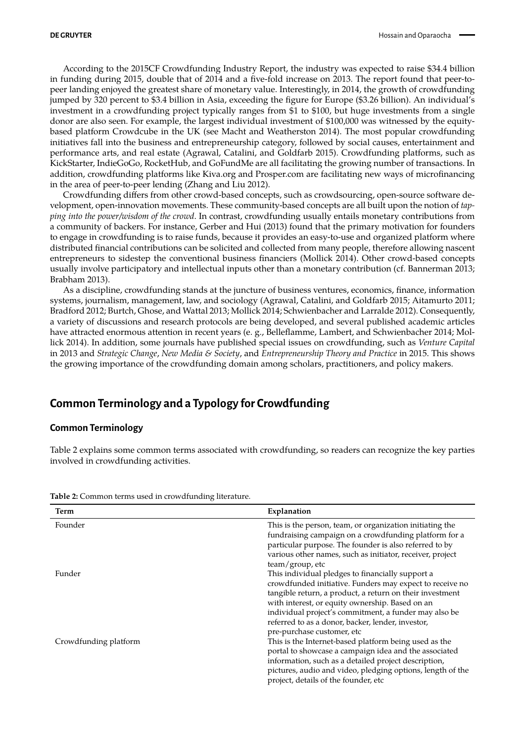According to the 2015CF Crowdfunding Industry Report, the industry was expected to raise $34.4 billion in funding during 2015, double that of 2014 and a five-fold increase on 2013. The report found that peer-to-peer landing enjoyed the greatest share of monetary value. Interestingly, in 2014, the growth of crowdfunding jumped by 320 percent to $3.4 billion in Asia, exceeding the figure for Europe ($3.26 billion). An individual's investment in a crowdfunding project typically ranges from $1 to $100, but huge investments from a single donor are also seen. For example, the largest individual investment of $100,000 was witnessed by the equity-based platform Crowdcube in the UK (see Macht and Weatherston 2014). The most popular crowdfunding initiatives fall into the business and entrepreneurship category, followed by social causes, entertainment and performance arts, and real estate (Agrawal, Catalini, and Goldfarb 2015). Crowdfunding platforms, such as KickStarter, IndieGoGo, RocketHub, and GoFundMe are all facilitating the growing number of transactions. In addition, crowdfunding platforms like Kiva.org and Prosper.com are facilitating new ways of microfinancing in the area of peer-to-peer lending (Zhang and Liu 2012).

Crowdfunding differs from other crowd-based concepts, such as crowdsourcing, open-source software development, open-innovation movements. These community-based concepts are all built upon the notion of *tapping into the power/wisdom of the crowd*. In contrast, crowdfunding usually entails monetary contributions from a community of backers. For instance, Gerber and Hui (2013) found that the primary motivation for founders to engage in crowdfunding is to raise funds, because it provides an easy-to-use and organized platform where distributed financial contributions can be solicited and collected from many people, therefore allowing nascent entrepreneurs to sidestep the conventional business financiers (Mollick 2014). Other crowd-based concepts usually involve participatory and intellectual inputs other than a monetary contribution (cf. Bannerman 2013; Brabham 2013).

As a discipline, crowdfunding stands at the juncture of business ventures, economics, finance, information systems, journalism, management, law, and sociology (Agrawal, Catalini, and Goldfarb 2015; Aitamurto 2011; Bradford 2012; Burtch, Ghose, and Wattal 2013; Mollick 2014; Schwienbacher and Larralde 2012). Consequently, a variety of discussions and research protocols are being developed, and several published academic articles have attracted enormous attention in recent years (e. g., Belleflamme, Lambert, and Schwienbacher 2014; Mollick 2014). In addition, some journals have published special issues on crowdfunding, such as *Venture Capital* in 2013 and *Strategic Change*, *New Media & Society*, and *Entrepreneurship Theory and Practice* in 2015. This shows the growing importance of the crowdfunding domain among scholars, practitioners, and policy makers.

## Common Terminology and a Typology for Crowdfunding

### Common Terminology

Table 2 explains some common terms associated with crowdfunding, so readers can recognize the key parties involved in crowdfunding activities.

**Table 2:** Common terms used in crowdfunding literature.

| Term | Explanation |
|---|---|
| Founder | This is the person, team, or organization initiating the fundraising campaign on a crowdfunding platform for a particular purpose. The founder is also referred to by various other names, such as initiator, receiver, project team/group, etc |
| Funder | This individual pledges to financially support a crowdfunded initiative. Funders may expect to receive no tangible return, a product, a return on their investment with interest, or equity ownership. Based on an individual project's commitment, a funder may also be referred to as a donor, backer, lender, investor, pre-purchase customer, etc |
| Crowdfunding platform | This is the Internet-based platform being used as the portal to showcase a campaign idea and the associated information, such as a detailed project description, pictures, audio and video, pledging options, length of the project, details of the founder, etc |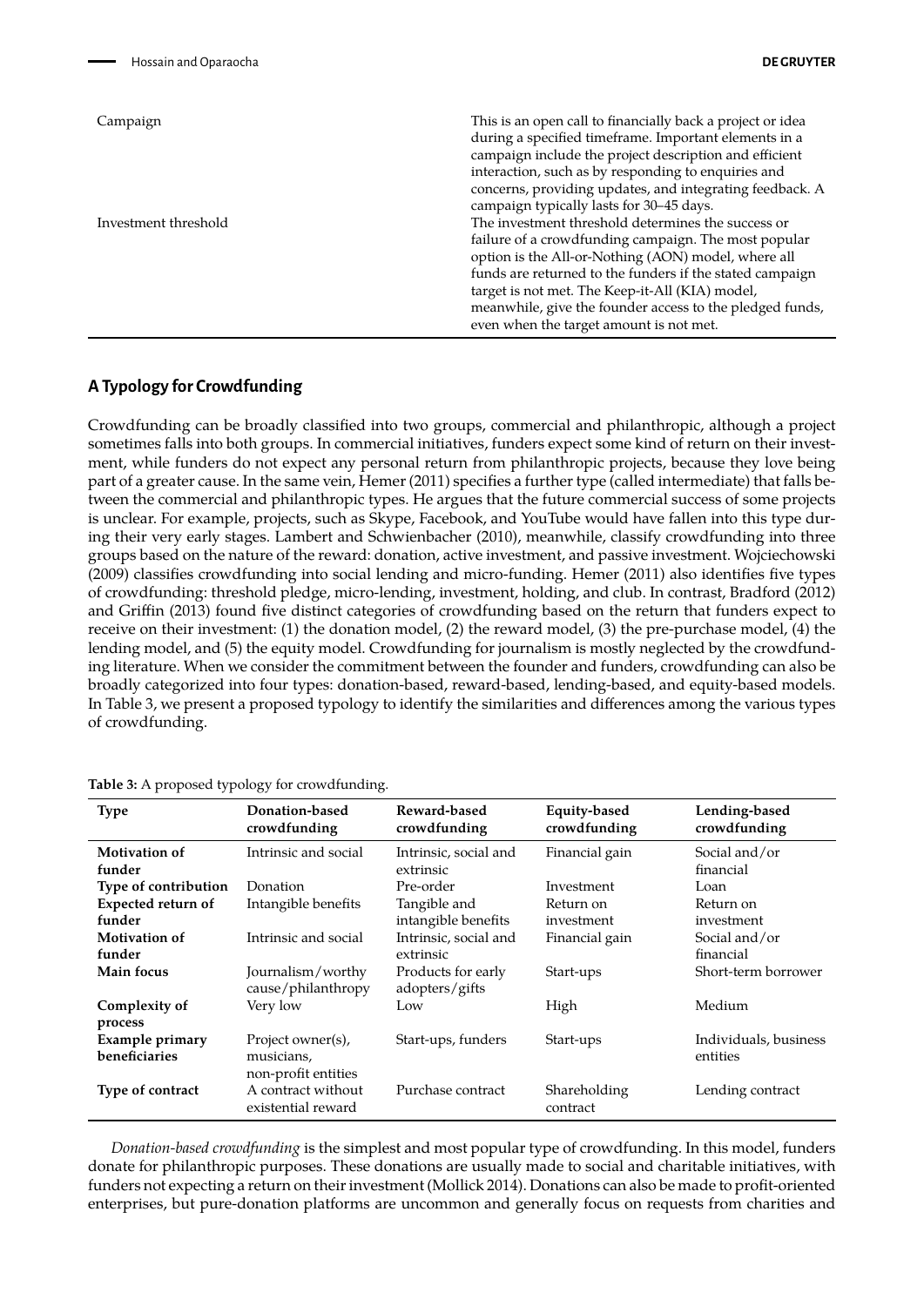| | |
|---|---|
| Campaign | This is an open call to financially back a project or idea during a specified timeframe. Important elements in a campaign include the project description and efficient interaction, such as by responding to enquiries and concerns, providing updates, and integrating feedback. A campaign typically lasts for 30–45 days. |
| Investment threshold | The investment threshold determines the success or failure of a crowdfunding campaign. The most popular option is the All-or-Nothing (AON) model, where all funds are returned to the funders if the stated campaign target is not met. The Keep-it-All (KIA) model, meanwhile, give the founder access to the pledged funds, even when the target amount is not met. |

## A Typology for Crowdfunding

Crowdfunding can be broadly classified into two groups, commercial and philanthropic, although a project sometimes falls into both groups. In commercial initiatives, funders expect some kind of return on their investment, while funders do not expect any personal return from philanthropic projects, because they love being part of a greater cause. In the same vein, Hemer (2011) specifies a further type (called intermediate) that falls between the commercial and philanthropic types. He argues that the future commercial success of some projects is unclear. For example, projects, such as Skype, Facebook, and YouTube would have fallen into this type during their very early stages. Lambert and Schwienbacher (2010), meanwhile, classify crowdfunding into three groups based on the nature of the reward: donation, active investment, and passive investment. Wojciechowski (2009) classifies crowdfunding into social lending and micro-funding. Hemer (2011) also identifies five types of crowdfunding: threshold pledge, micro-lending, investment, holding, and club. In contrast, Bradford (2012) and Griffin (2013) found five distinct categories of crowdfunding based on the return that funders expect to receive on their investment: (1) the donation model, (2) the reward model, (3) the pre-purchase model, (4) the lending model, and (5) the equity model. Crowdfunding for journalism is mostly neglected by the crowdfunding literature. When we consider the commitment between the founder and funders, crowdfunding can also be broadly categorized into four types: donation-based, reward-based, lending-based, and equity-based models. In Table 3, we present a proposed typology to identify the similarities and differences among the various types of crowdfunding.

**Table 3:** A proposed typology for crowdfunding.

| Type | Donation-based crowdfunding | Reward-based crowdfunding | Equity-based crowdfunding | Lending-based crowdfunding |
|---|---|---|---|---|
| **Motivation of funder** | Intrinsic and social | Intrinsic, social and extrinsic | Financial gain | Social and/or financial |
| **Type of contribution** | Donation | Pre-order | Investment | Loan |
| **Expected return of funder** | Intangible benefits | Tangible and intangible benefits | Return on investment | Return on investment |
| **Motivation of funder** | Intrinsic and social | Intrinsic, social and extrinsic | Financial gain | Social and/or financial |
| **Main focus** | Journalism/worthy cause/philanthropy | Products for early adopters/gifts | Start-ups | Short-term borrower |
| **Complexity of process** | Very low | Low | High | Medium |
| **Example primary beneficiaries** | Project owner(s), musicians, non-profit entities | Start-ups, funders | Start-ups | Individuals, business entities |
| **Type of contract** | A contract without existential reward | Purchase contract | Shareholding contract | Lending contract |

*Donation-based crowdfunding* is the simplest and most popular type of crowdfunding. In this model, funders donate for philanthropic purposes. These donations are usually made to social and charitable initiatives, with funders not expecting a return on their investment (Mollick 2014). Donations can also be made to profit-oriented enterprises, but pure-donation platforms are uncommon and generally focus on requests from charities and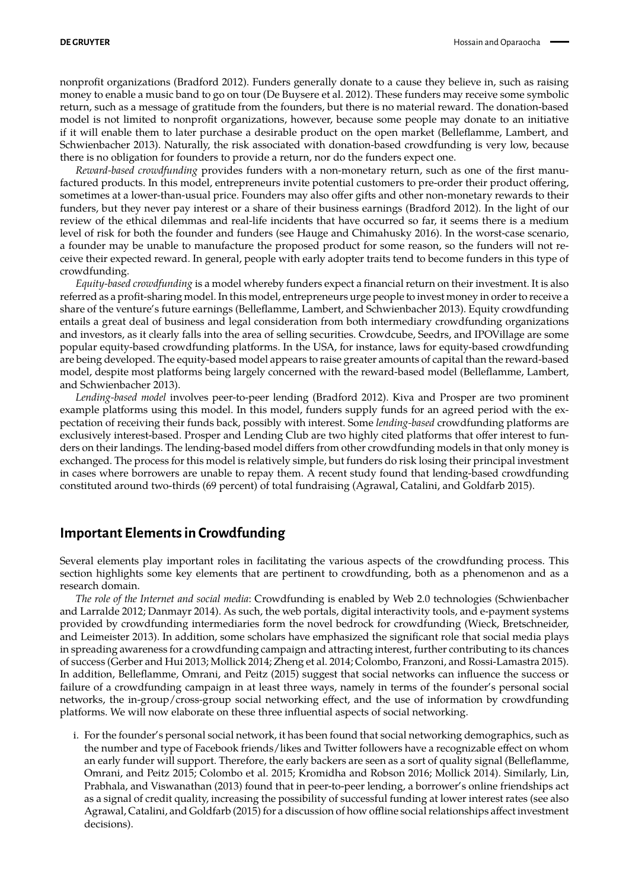nonprofit organizations (Bradford 2012). Funders generally donate to a cause they believe in, such as raising money to enable a music band to go on tour (De Buysere et al. 2012). These funders may receive some symbolic return, such as a message of gratitude from the founders, but there is no material reward. The donation-based model is not limited to nonprofit organizations, however, because some people may donate to an initiative if it will enable them to later purchase a desirable product on the open market (Belleflamme, Lambert, and Schwienbacher 2013). Naturally, the risk associated with donation-based crowdfunding is very low, because there is no obligation for founders to provide a return, nor do the funders expect one.

*Reward-based crowdfunding* provides funders with a non-monetary return, such as one of the first manufactured products. In this model, entrepreneurs invite potential customers to pre-order their product offering, sometimes at a lower-than-usual price. Founders may also offer gifts and other non-monetary rewards to their funders, but they never pay interest or a share of their business earnings (Bradford 2012). In the light of our review of the ethical dilemmas and real-life incidents that have occurred so far, it seems there is a medium level of risk for both the founder and funders (see Hauge and Chimahusky 2016). In the worst-case scenario, a founder may be unable to manufacture the proposed product for some reason, so the funders will not receive their expected reward. In general, people with early adopter traits tend to become funders in this type of crowdfunding.

*Equity-based crowdfunding* is a model whereby funders expect a financial return on their investment. It is also referred as a profit-sharing model. In this model, entrepreneurs urge people to invest money in order to receive a share of the venture's future earnings (Belleflamme, Lambert, and Schwienbacher 2013). Equity crowdfunding entails a great deal of business and legal consideration from both intermediary crowdfunding organizations and investors, as it clearly falls into the area of selling securities. Crowdcube, Seedrs, and IPOVillage are some popular equity-based crowdfunding platforms. In the USA, for instance, laws for equity-based crowdfunding are being developed. The equity-based model appears to raise greater amounts of capital than the reward-based model, despite most platforms being largely concerned with the reward-based model (Belleflamme, Lambert, and Schwienbacher 2013).

*Lending-based model* involves peer-to-peer lending (Bradford 2012). Kiva and Prosper are two prominent example platforms using this model. In this model, funders supply funds for an agreed period with the expectation of receiving their funds back, possibly with interest. Some *lending-based* crowdfunding platforms are exclusively interest-based. Prosper and Lending Club are two highly cited platforms that offer interest to funders on their landings. The lending-based model differs from other crowdfunding models in that only money is exchanged. The process for this model is relatively simple, but funders do risk losing their principal investment in cases where borrowers are unable to repay them. A recent study found that lending-based crowdfunding constituted around two-thirds (69 percent) of total fundraising (Agrawal, Catalini, and Goldfarb 2015).

## Important Elements in Crowdfunding

Several elements play important roles in facilitating the various aspects of the crowdfunding process. This section highlights some key elements that are pertinent to crowdfunding, both as a phenomenon and as a research domain.

*The role of the Internet and social media*: Crowdfunding is enabled by Web 2.0 technologies (Schwienbacher and Larralde 2012; Danmayr 2014). As such, the web portals, digital interactivity tools, and e-payment systems provided by crowdfunding intermediaries form the novel bedrock for crowdfunding (Wieck, Bretschneider, and Leimeister 2013). In addition, some scholars have emphasized the significant role that social media plays in spreading awareness for a crowdfunding campaign and attracting interest, further contributing to its chances of success (Gerber and Hui 2013; Mollick 2014; Zheng et al. 2014; Colombo, Franzoni, and Rossi-Lamastra 2015). In addition, Belleflamme, Omrani, and Peitz (2015) suggest that social networks can influence the success or failure of a crowdfunding campaign in at least three ways, namely in terms of the founder's personal social networks, the in-group/cross-group social networking effect, and the use of information by crowdfunding platforms. We will now elaborate on these three influential aspects of social networking.

i. For the founder's personal social network, it has been found that social networking demographics, such as the number and type of Facebook friends/likes and Twitter followers have a recognizable effect on whom an early funder will support. Therefore, the early backers are seen as a sort of quality signal (Belleflamme, Omrani, and Peitz 2015; Colombo et al. 2015; Kromidha and Robson 2016; Mollick 2014). Similarly, Lin, Prabhala, and Viswanathan (2013) found that in peer-to-peer lending, a borrower's online friendships act as a signal of credit quality, increasing the possibility of successful funding at lower interest rates (see also Agrawal, Catalini, and Goldfarb (2015) for a discussion of how offline social relationships affect investment decisions).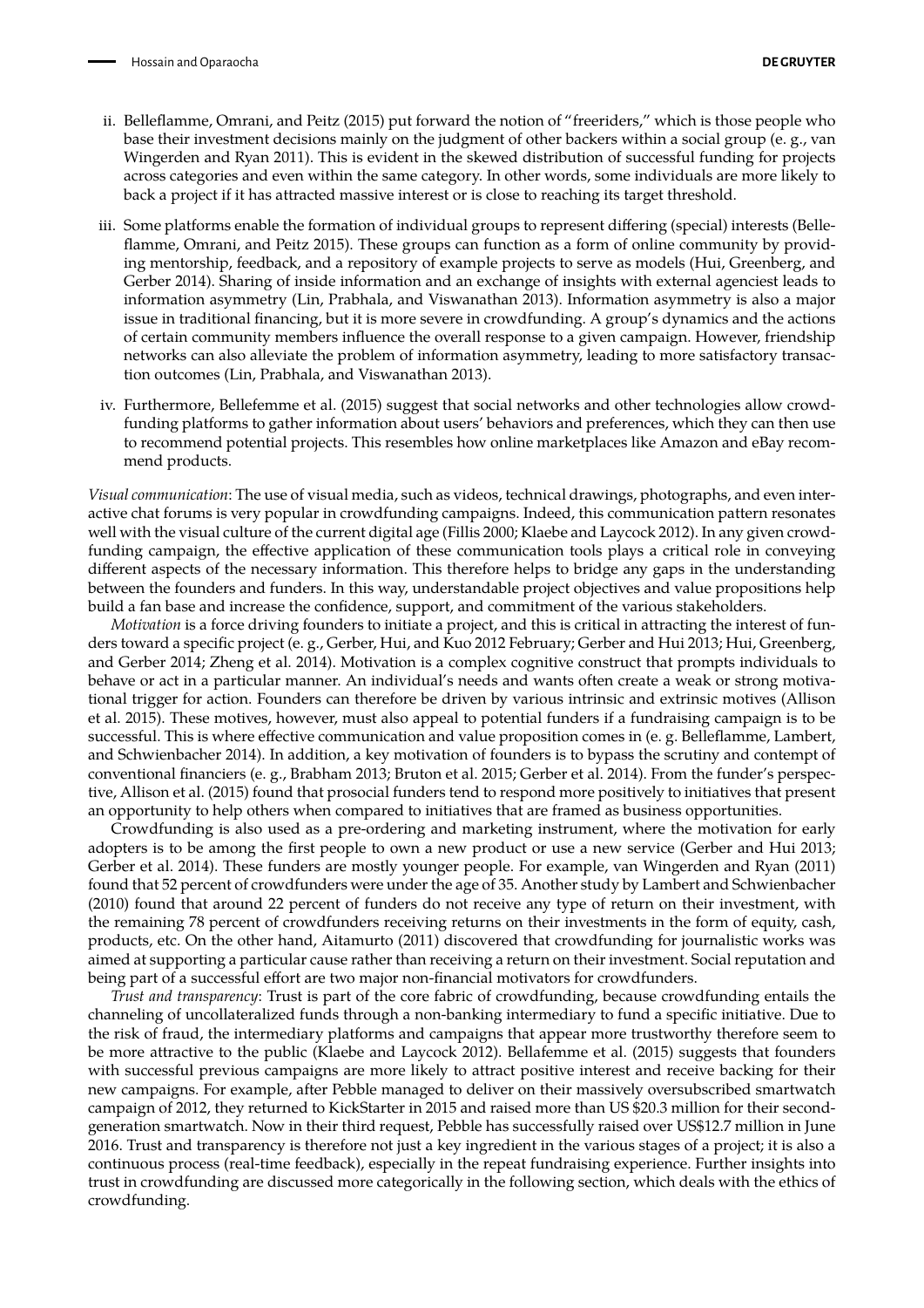ii. Belleflamme, Omrani, and Peitz (2015) put forward the notion of "freeriders," which is those people who base their investment decisions mainly on the judgment of other backers within a social group (e. g., van Wingerden and Ryan 2011). This is evident in the skewed distribution of successful funding for projects across categories and even within the same category. In other words, some individuals are more likely to back a project if it has attracted massive interest or is close to reaching its target threshold.

iii. Some platforms enable the formation of individual groups to represent differing (special) interests (Belleflamme, Omrani, and Peitz 2015). These groups can function as a form of online community by providing mentorship, feedback, and a repository of example projects to serve as models (Hui, Greenberg, and Gerber 2014). Sharing of inside information and an exchange of insights with external agenciest leads to information asymmetry (Lin, Prabhala, and Viswanathan 2013). Information asymmetry is also a major issue in traditional financing, but it is more severe in crowdfunding. A group's dynamics and the actions of certain community members influence the overall response to a given campaign. However, friendship networks can also alleviate the problem of information asymmetry, leading to more satisfactory transaction outcomes (Lin, Prabhala, and Viswanathan 2013).

iv. Furthermore, Bellefemme et al. (2015) suggest that social networks and other technologies allow crowdfunding platforms to gather information about users' behaviors and preferences, which they can then use to recommend potential projects. This resembles how online marketplaces like Amazon and eBay recommend products.

*Visual communication*: The use of visual media, such as videos, technical drawings, photographs, and even interactive chat forums is very popular in crowdfunding campaigns. Indeed, this communication pattern resonates well with the visual culture of the current digital age (Fillis 2000; Klaebe and Laycock 2012). In any given crowdfunding campaign, the effective application of these communication tools plays a critical role in conveying different aspects of the necessary information. This therefore helps to bridge any gaps in the understanding between the founders and funders. In this way, understandable project objectives and value propositions help build a fan base and increase the confidence, support, and commitment of the various stakeholders.

*Motivation* is a force driving founders to initiate a project, and this is critical in attracting the interest of funders toward a specific project (e. g., Gerber, Hui, and Kuo 2012 February; Gerber and Hui 2013; Hui, Greenberg, and Gerber 2014; Zheng et al. 2014). Motivation is a complex cognitive construct that prompts individuals to behave or act in a particular manner. An individual's needs and wants often create a weak or strong motivational trigger for action. Founders can therefore be driven by various intrinsic and extrinsic motives (Allison et al. 2015). These motives, however, must also appeal to potential funders if a fundraising campaign is to be successful. This is where effective communication and value proposition comes in (e. g. Belleflamme, Lambert, and Schwienbacher 2014). In addition, a key motivation of founders is to bypass the scrutiny and contempt of conventional financiers (e. g., Brabham 2013; Bruton et al. 2015; Gerber et al. 2014). From the funder's perspective, Allison et al. (2015) found that prosocial funders tend to respond more positively to initiatives that present an opportunity to help others when compared to initiatives that are framed as business opportunities.

Crowdfunding is also used as a pre-ordering and marketing instrument, where the motivation for early adopters is to be among the first people to own a new product or use a new service (Gerber and Hui 2013; Gerber et al. 2014). These funders are mostly younger people. For example, van Wingerden and Ryan (2011) found that 52 percent of crowdfunders were under the age of 35. Another study by Lambert and Schwienbacher (2010) found that around 22 percent of funders do not receive any type of return on their investment, with the remaining 78 percent of crowdfunders receiving returns on their investments in the form of equity, cash, products, etc. On the other hand, Aitamurto (2011) discovered that crowdfunding for journalistic works was aimed at supporting a particular cause rather than receiving a return on their investment. Social reputation and being part of a successful effort are two major non-financial motivators for crowdfunders.

*Trust and transparency*: Trust is part of the core fabric of crowdfunding, because crowdfunding entails the channeling of uncollateralized funds through a non-banking intermediary to fund a specific initiative. Due to the risk of fraud, the intermediary platforms and campaigns that appear more trustworthy therefore seem to be more attractive to the public (Klaebe and Laycock 2012). Bellafemme et al. (2015) suggests that founders with successful previous campaigns are more likely to attract positive interest and receive backing for their new campaigns. For example, after Pebble managed to deliver on their massively oversubscribed smartwatch campaign of 2012, they returned to KickStarter in 2015 and raised more than US \$20.3 million for their second-generation smartwatch. Now in their third request, Pebble has successfully raised over US\$12.7 million in June 2016. Trust and transparency is therefore not just a key ingredient in the various stages of a project; it is also a continuous process (real-time feedback), especially in the repeat fundraising experience. Further insights into trust in crowdfunding are discussed more categorically in the following section, which deals with the ethics of crowdfunding.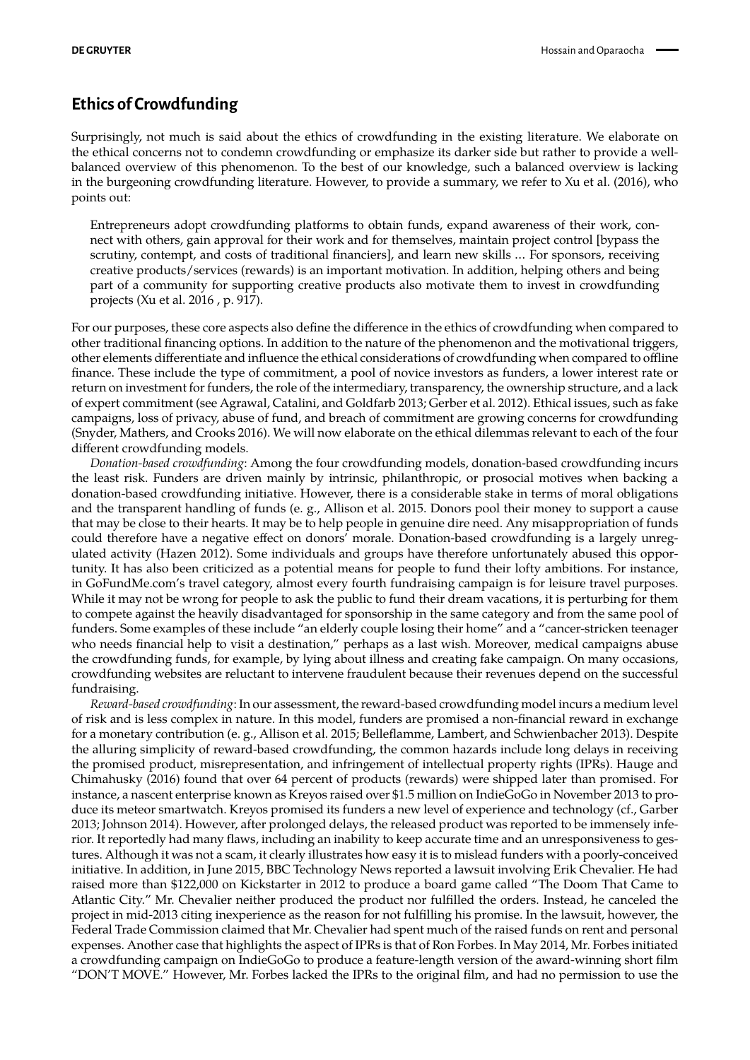## Ethics of Crowdfunding

Surprisingly, not much is said about the ethics of crowdfunding in the existing literature. We elaborate on the ethical concerns not to condemn crowdfunding or emphasize its darker side but rather to provide a well-balanced overview of this phenomenon. To the best of our knowledge, such a balanced overview is lacking in the burgeoning crowdfunding literature. However, to provide a summary, we refer to Xu et al. (2016), who points out:

> Entrepreneurs adopt crowdfunding platforms to obtain funds, expand awareness of their work, connect with others, gain approval for their work and for themselves, maintain project control [bypass the scrutiny, contempt, and costs of traditional financiers], and learn new skills … For sponsors, receiving creative products/services (rewards) is an important motivation. In addition, helping others and being part of a community for supporting creative products also motivate them to invest in crowdfunding projects (Xu et al. 2016 , p. 917).

For our purposes, these core aspects also define the difference in the ethics of crowdfunding when compared to other traditional financing options. In addition to the nature of the phenomenon and the motivational triggers, other elements differentiate and influence the ethical considerations of crowdfunding when compared to offline finance. These include the type of commitment, a pool of novice investors as funders, a lower interest rate or return on investment for funders, the role of the intermediary, transparency, the ownership structure, and a lack of expert commitment (see Agrawal, Catalini, and Goldfarb 2013; Gerber et al. 2012). Ethical issues, such as fake campaigns, loss of privacy, abuse of fund, and breach of commitment are growing concerns for crowdfunding (Snyder, Mathers, and Crooks 2016). We will now elaborate on the ethical dilemmas relevant to each of the four different crowdfunding models.

*Donation-based crowdfunding*: Among the four crowdfunding models, donation-based crowdfunding incurs the least risk. Funders are driven mainly by intrinsic, philanthropic, or prosocial motives when backing a donation-based crowdfunding initiative. However, there is a considerable stake in terms of moral obligations and the transparent handling of funds (e. g., Allison et al. 2015. Donors pool their money to support a cause that may be close to their hearts. It may be to help people in genuine dire need. Any misappropriation of funds could therefore have a negative effect on donors' morale. Donation-based crowdfunding is a largely unregulated activity (Hazen 2012). Some individuals and groups have therefore unfortunately abused this opportunity. It has also been criticized as a potential means for people to fund their lofty ambitions. For instance, in GoFundMe.com's travel category, almost every fourth fundraising campaign is for leisure travel purposes. While it may not be wrong for people to ask the public to fund their dream vacations, it is perturbing for them to compete against the heavily disadvantaged for sponsorship in the same category and from the same pool of funders. Some examples of these include "an elderly couple losing their home" and a "cancer-stricken teenager who needs financial help to visit a destination," perhaps as a last wish. Moreover, medical campaigns abuse the crowdfunding funds, for example, by lying about illness and creating fake campaign. On many occasions, crowdfunding websites are reluctant to intervene fraudulent because their revenues depend on the successful fundraising.

*Reward-based crowdfunding*: In our assessment, the reward-based crowdfunding model incurs a medium level of risk and is less complex in nature. In this model, funders are promised a non-financial reward in exchange for a monetary contribution (e. g., Allison et al. 2015; Belleflamme, Lambert, and Schwienbacher 2013). Despite the alluring simplicity of reward-based crowdfunding, the common hazards include long delays in receiving the promised product, misrepresentation, and infringement of intellectual property rights (IPRs). Hauge and Chimahusky (2016) found that over 64 percent of products (rewards) were shipped later than promised. For instance, a nascent enterprise known as Kreyos raised over $1.5 million on IndieGoGo in November 2013 to produce its meteor smartwatch. Kreyos promised its funders a new level of experience and technology (cf., Garber 2013; Johnson 2014). However, after prolonged delays, the released product was reported to be immensely inferior. It reportedly had many flaws, including an inability to keep accurate time and an unresponsiveness to gestures. Although it was not a scam, it clearly illustrates how easy it is to mislead funders with a poorly-conceived initiative. In addition, in June 2015, BBC Technology News reported a lawsuit involving Erik Chevalier. He had raised more than $122,000 on Kickstarter in 2012 to produce a board game called "The Doom That Came to Atlantic City." Mr. Chevalier neither produced the product nor fulfilled the orders. Instead, he canceled the project in mid-2013 citing inexperience as the reason for not fulfilling his promise. In the lawsuit, however, the Federal Trade Commission claimed that Mr. Chevalier had spent much of the raised funds on rent and personal expenses. Another case that highlights the aspect of IPRs is that of Ron Forbes. In May 2014, Mr. Forbes initiated a crowdfunding campaign on IndieGoGo to produce a feature-length version of the award-winning short film "DON'T MOVE." However, Mr. Forbes lacked the IPRs to the original film, and had no permission to use the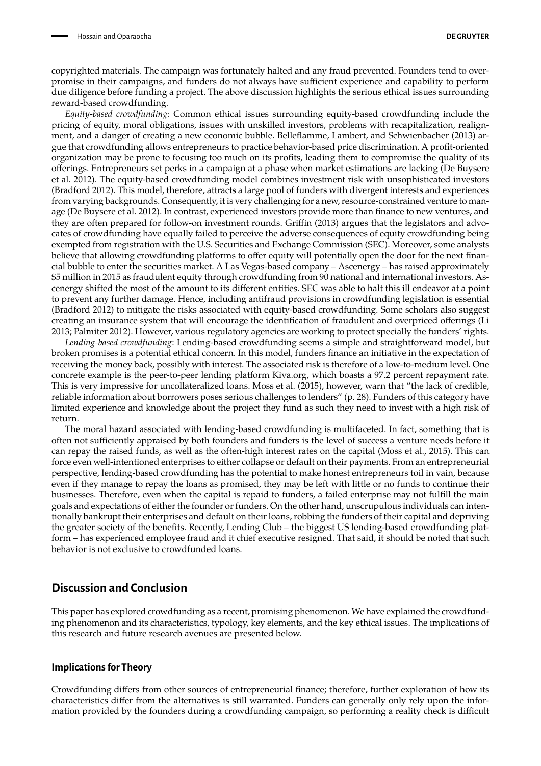copyrighted materials. The campaign was fortunately halted and any fraud prevented. Founders tend to over-promise in their campaigns, and funders do not always have sufficient experience and capability to perform due diligence before funding a project. The above discussion highlights the serious ethical issues surrounding reward-based crowdfunding.

*Equity-based crowdfunding*: Common ethical issues surrounding equity-based crowdfunding include the pricing of equity, moral obligations, issues with unskilled investors, problems with recapitalization, realignment, and a danger of creating a new economic bubble. Belleflamme, Lambert, and Schwienbacher (2013) argue that crowdfunding allows entrepreneurs to practice behavior-based price discrimination. A profit-oriented organization may be prone to focusing too much on its profits, leading them to compromise the quality of its offerings. Entrepreneurs set perks in a campaign at a phase when market estimations are lacking (De Buysere et al. 2012). The equity-based crowdfunding model combines investment risk with unsophisticated investors (Bradford 2012). This model, therefore, attracts a large pool of funders with divergent interests and experiences from varying backgrounds. Consequently, it is very challenging for a new, resource-constrained venture to manage (De Buysere et al. 2012). In contrast, experienced investors provide more than finance to new ventures, and they are often prepared for follow-on investment rounds. Griffin (2013) argues that the legislators and advocates of crowdfunding have equally failed to perceive the adverse consequences of equity crowdfunding being exempted from registration with the U.S. Securities and Exchange Commission (SEC). Moreover, some analysts believe that allowing crowdfunding platforms to offer equity will potentially open the door for the next financial bubble to enter the securities market. A Las Vegas-based company – Ascenergy – has raised approximately $5 million in 2015 as fraudulent equity through crowdfunding from 90 national and international investors. Ascenergy shifted the most of the amount to its different entities. SEC was able to halt this ill endeavor at a point to prevent any further damage. Hence, including antifraud provisions in crowdfunding legislation is essential (Bradford 2012) to mitigate the risks associated with equity-based crowdfunding. Some scholars also suggest creating an insurance system that will encourage the identification of fraudulent and overpriced offerings (Li 2013; Palmiter 2012). However, various regulatory agencies are working to protect specially the funders' rights.

*Lending-based crowdfunding*: Lending-based crowdfunding seems a simple and straightforward model, but broken promises is a potential ethical concern. In this model, funders finance an initiative in the expectation of receiving the money back, possibly with interest. The associated risk is therefore of a low-to-medium level. One concrete example is the peer-to-peer lending platform Kiva.org, which boasts a 97.2 percent repayment rate. This is very impressive for uncollateralized loans. Moss et al. (2015), however, warn that "the lack of credible, reliable information about borrowers poses serious challenges to lenders" (p. 28). Funders of this category have limited experience and knowledge about the project they fund as such they need to invest with a high risk of return.

The moral hazard associated with lending-based crowdfunding is multifaceted. In fact, something that is often not sufficiently appraised by both founders and funders is the level of success a venture needs before it can repay the raised funds, as well as the often-high interest rates on the capital (Moss et al., 2015). This can force even well-intentioned enterprises to either collapse or default on their payments. From an entrepreneurial perspective, lending-based crowdfunding has the potential to make honest entrepreneurs toil in vain, because even if they manage to repay the loans as promised, they may be left with little or no funds to continue their businesses. Therefore, even when the capital is repaid to funders, a failed enterprise may not fulfill the main goals and expectations of either the founder or funders. On the other hand, unscrupulous individuals can intentionally bankrupt their enterprises and default on their loans, robbing the funders of their capital and depriving the greater society of the benefits. Recently, Lending Club – the biggest US lending-based crowdfunding platform – has experienced employee fraud and it chief executive resigned. That said, it should be noted that such behavior is not exclusive to crowdfunded loans.

## Discussion and Conclusion

This paper has explored crowdfunding as a recent, promising phenomenon. We have explained the crowdfunding phenomenon and its characteristics, typology, key elements, and the key ethical issues. The implications of this research and future research avenues are presented below.

### Implications for Theory

Crowdfunding differs from other sources of entrepreneurial finance; therefore, further exploration of how its characteristics differ from the alternatives is still warranted. Funders can generally only rely upon the information provided by the founders during a crowdfunding campaign, so performing a reality check is difficult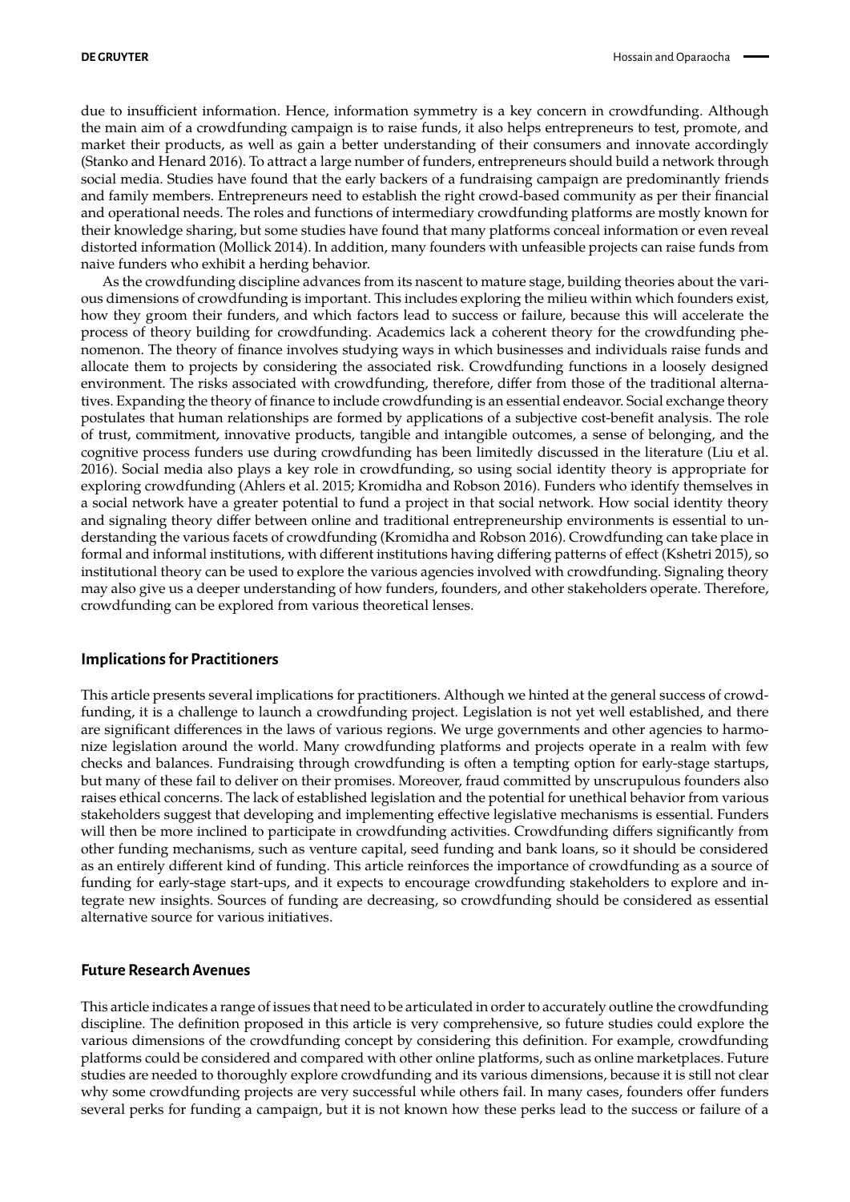due to insufficient information. Hence, information symmetry is a key concern in crowdfunding. Although the main aim of a crowdfunding campaign is to raise funds, it also helps entrepreneurs to test, promote, and market their products, as well as gain a better understanding of their consumers and innovate accordingly (Stanko and Henard 2016). To attract a large number of funders, entrepreneurs should build a network through social media. Studies have found that the early backers of a fundraising campaign are predominantly friends and family members. Entrepreneurs need to establish the right crowd-based community as per their financial and operational needs. The roles and functions of intermediary crowdfunding platforms are mostly known for their knowledge sharing, but some studies have found that many platforms conceal information or even reveal distorted information (Mollick 2014). In addition, many founders with unfeasible projects can raise funds from naive funders who exhibit a herding behavior.

As the crowdfunding discipline advances from its nascent to mature stage, building theories about the various dimensions of crowdfunding is important. This includes exploring the milieu within which founders exist, how they groom their funders, and which factors lead to success or failure, because this will accelerate the process of theory building for crowdfunding. Academics lack a coherent theory for the crowdfunding phenomenon. The theory of finance involves studying ways in which businesses and individuals raise funds and allocate them to projects by considering the associated risk. Crowdfunding functions in a loosely designed environment. The risks associated with crowdfunding, therefore, differ from those of the traditional alternatives. Expanding the theory of finance to include crowdfunding is an essential endeavor. Social exchange theory postulates that human relationships are formed by applications of a subjective cost-benefit analysis. The role of trust, commitment, innovative products, tangible and intangible outcomes, a sense of belonging, and the cognitive process funders use during crowdfunding has been limitedly discussed in the literature (Liu et al. 2016). Social media also plays a key role in crowdfunding, so using social identity theory is appropriate for exploring crowdfunding (Ahlers et al. 2015; Kromidha and Robson 2016). Funders who identify themselves in a social network have a greater potential to fund a project in that social network. How social identity theory and signaling theory differ between online and traditional entrepreneurship environments is essential to understanding the various facets of crowdfunding (Kromidha and Robson 2016). Crowdfunding can take place in formal and informal institutions, with different institutions having differing patterns of effect (Kshetri 2015), so institutional theory can be used to explore the various agencies involved with crowdfunding. Signaling theory may also give us a deeper understanding of how funders, founders, and other stakeholders operate. Therefore, crowdfunding can be explored from various theoretical lenses.

## Implications for Practitioners

This article presents several implications for practitioners. Although we hinted at the general success of crowdfunding, it is a challenge to launch a crowdfunding project. Legislation is not yet well established, and there are significant differences in the laws of various regions. We urge governments and other agencies to harmonize legislation around the world. Many crowdfunding platforms and projects operate in a realm with few checks and balances. Fundraising through crowdfunding is often a tempting option for early-stage startups, but many of these fail to deliver on their promises. Moreover, fraud committed by unscrupulous founders also raises ethical concerns. The lack of established legislation and the potential for unethical behavior from various stakeholders suggest that developing and implementing effective legislative mechanisms is essential. Funders will then be more inclined to participate in crowdfunding activities. Crowdfunding differs significantly from other funding mechanisms, such as venture capital, seed funding and bank loans, so it should be considered as an entirely different kind of funding. This article reinforces the importance of crowdfunding as a source of funding for early-stage start-ups, and it expects to encourage crowdfunding stakeholders to explore and integrate new insights. Sources of funding are decreasing, so crowdfunding should be considered as essential alternative source for various initiatives.

## Future Research Avenues

This article indicates a range of issues that need to be articulated in order to accurately outline the crowdfunding discipline. The definition proposed in this article is very comprehensive, so future studies could explore the various dimensions of the crowdfunding concept by considering this definition. For example, crowdfunding platforms could be considered and compared with other online platforms, such as online marketplaces. Future studies are needed to thoroughly explore crowdfunding and its various dimensions, because it is still not clear why some crowdfunding projects are very successful while others fail. In many cases, founders offer funders several perks for funding a campaign, but it is not known how these perks lead to the success or failure of a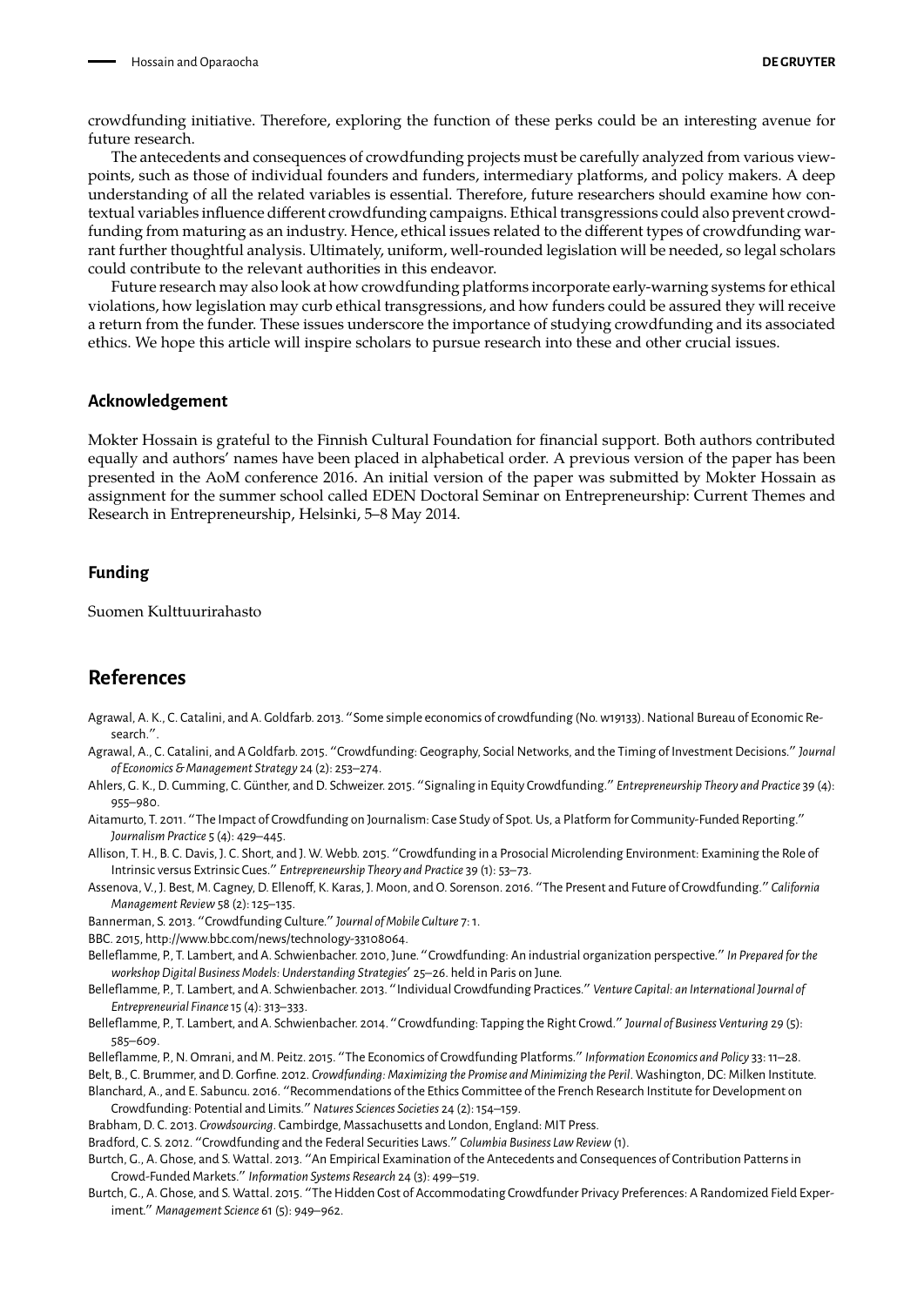crowdfunding initiative. Therefore, exploring the function of these perks could be an interesting avenue for future research.

The antecedents and consequences of crowdfunding projects must be carefully analyzed from various viewpoints, such as those of individual founders and funders, intermediary platforms, and policy makers. A deep understanding of all the related variables is essential. Therefore, future researchers should examine how contextual variables influence different crowdfunding campaigns. Ethical transgressions could also prevent crowdfunding from maturing as an industry. Hence, ethical issues related to the different types of crowdfunding warrant further thoughtful analysis. Ultimately, uniform, well-rounded legislation will be needed, so legal scholars could contribute to the relevant authorities in this endeavor.

Future research may also look at how crowdfunding platforms incorporate early-warning systems for ethical violations, how legislation may curb ethical transgressions, and how funders could be assured they will receive a return from the funder. These issues underscore the importance of studying crowdfunding and its associated ethics. We hope this article will inspire scholars to pursue research into these and other crucial issues.

### Acknowledgement

Mokter Hossain is grateful to the Finnish Cultural Foundation for financial support. Both authors contributed equally and authors' names have been placed in alphabetical order. A previous version of the paper has been presented in the AoM conference 2016. An initial version of the paper was submitted by Mokter Hossain as assignment for the summer school called EDEN Doctoral Seminar on Entrepreneurship: Current Themes and Research in Entrepreneurship, Helsinki, 5–8 May 2014.

### Funding

Suomen Kulttuurirahasto

## References

Agrawal, A. K., C. Catalini, and A. Goldfarb. 2013. "Some simple economics of crowdfunding (No. w19133). National Bureau of Economic Research.".

Agrawal, A., C. Catalini, and A Goldfarb. 2015. "Crowdfunding: Geography, Social Networks, and the Timing of Investment Decisions." *Journal of Economics & Management Strategy* 24 (2): 253–274.

Ahlers, G. K., D. Cumming, C. Günther, and D. Schweizer. 2015. "Signaling in Equity Crowdfunding." *Entrepreneurship Theory and Practice* 39 (4): 955–980.

Aitamurto, T. 2011. "The Impact of Crowdfunding on Journalism: Case Study of Spot. Us, a Platform for Community-Funded Reporting." *Journalism Practice* 5 (4): 429–445.

Allison, T. H., B. C. Davis, J. C. Short, and J. W. Webb. 2015. "Crowdfunding in a Prosocial Microlending Environment: Examining the Role of Intrinsic versus Extrinsic Cues." *Entrepreneurship Theory and Practice* 39 (1): 53–73.

Assenova, V., J. Best, M. Cagney, D. Ellenoff, K. Karas, J. Moon, and O. Sorenson. 2016. "The Present and Future of Crowdfunding." *California Management Review* 58 (2): 125–135.

Bannerman, S. 2013. "Crowdfunding Culture." *Journal of Mobile Culture* 7: 1.

BBC. 2015, http://www.bbc.com/news/technology-33108064.

Belleflamme, P., T. Lambert, and A. Schwienbacher. 2010, June. "Crowdfunding: An industrial organization perspective." *In Prepared for the workshop Digital Business Models: Understanding Strategies'* 25–26. held in Paris on June.

Belleflamme, P., T. Lambert, and A. Schwienbacher. 2013. "Individual Crowdfunding Practices." *Venture Capital: an International Journal of Entrepreneurial Finance* 15 (4): 313–333.

Belleflamme, P., T. Lambert, and A. Schwienbacher. 2014. "Crowdfunding: Tapping the Right Crowd." *Journal of Business Venturing* 29 (5): 585–609.

Belleflamme, P., N. Omrani, and M. Peitz. 2015. "The Economics of Crowdfunding Platforms." *Information Economics and Policy* 33: 11–28.

Belt, B., C. Brummer, and D. Gorfine. 2012. *Crowdfunding: Maximizing the Promise and Minimizing the Peril*. Washington, DC: Milken Institute.

Blanchard, A., and E. Sabuncu. 2016. "Recommendations of the Ethics Committee of the French Research Institute for Development on Crowdfunding: Potential and Limits." *Natures Sciences Societies* 24 (2): 154–159.

Brabham, D. C. 2013. *Crowdsourcing*. Cambirdge, Massachusetts and London, England: MIT Press.

Bradford, C. S. 2012. "Crowdfunding and the Federal Securities Laws." *Columbia Business Law Review* (1).

Burtch, G., A. Ghose, and S. Wattal. 2013. "An Empirical Examination of the Antecedents and Consequences of Contribution Patterns in Crowd-Funded Markets." *Information Systems Research* 24 (3): 499–519.

Burtch, G., A. Ghose, and S. Wattal. 2015. "The Hidden Cost of Accommodating Crowdfunder Privacy Preferences: A Randomized Field Experiment." *Management Science* 61 (5): 949–962.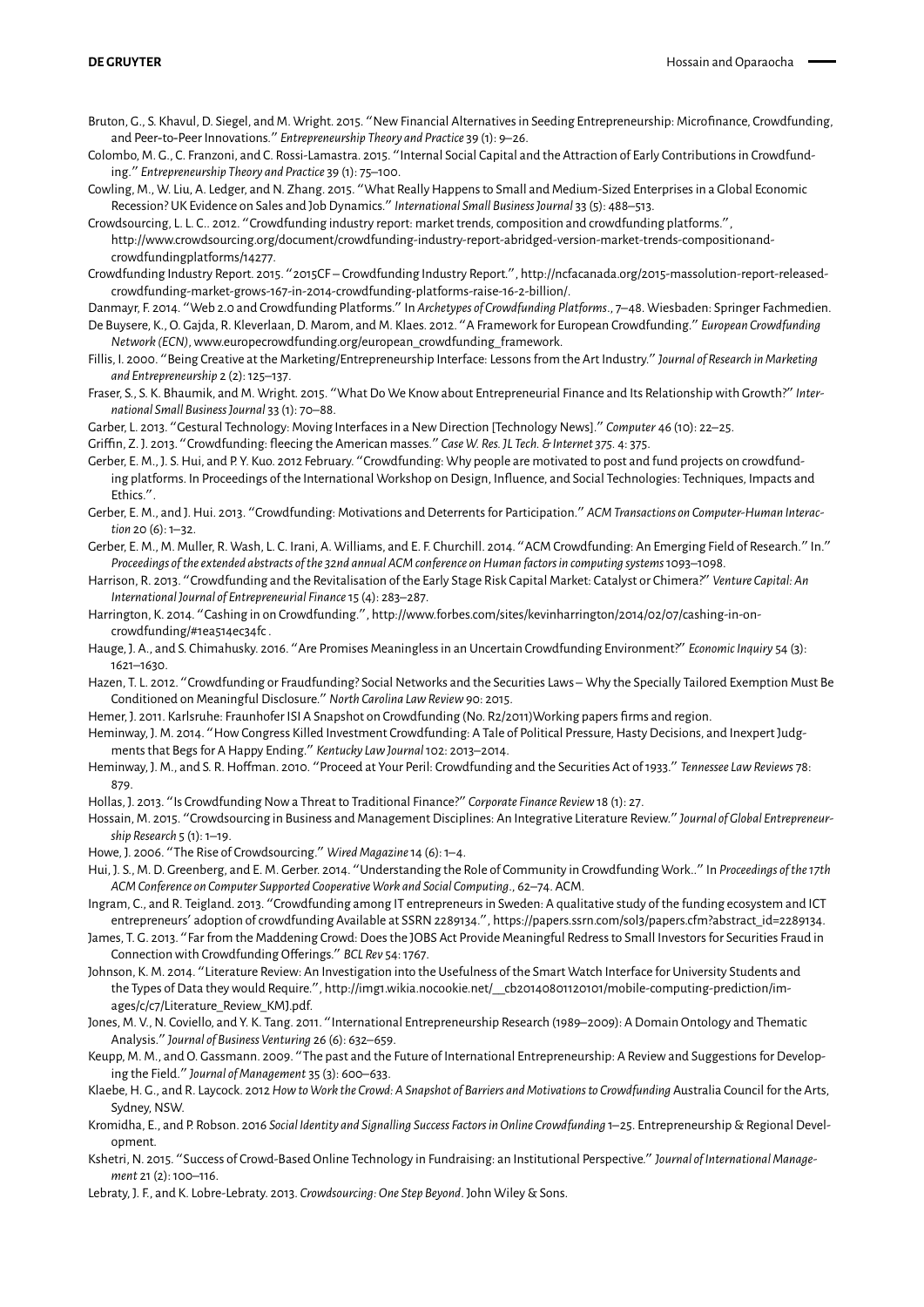Bruton, G., S. Khavul, D. Siegel, and M. Wright. 2015. "New Financial Alternatives in Seeding Entrepreneurship: Microfinance, Crowdfunding, and Peer-to-Peer Innovations." *Entrepreneurship Theory and Practice* 39 (1): 9–26.

Colombo, M. G., C. Franzoni, and C. Rossi-Lamastra. 2015. "Internal Social Capital and the Attraction of Early Contributions in Crowdfunding." *Entrepreneurship Theory and Practice* 39 (1): 75–100.

Cowling, M., W. Liu, A. Ledger, and N. Zhang. 2015. "What Really Happens to Small and Medium-Sized Enterprises in a Global Economic Recession? UK Evidence on Sales and Job Dynamics." *International Small Business Journal* 33 (5): 488–513.

Crowdsourcing, L. L. C.. 2012. "Crowdfunding industry report: market trends, composition and crowdfunding platforms.", http://www.crowdsourcing.org/document/crowdfunding-industry-report-abridged-version-market-trends-compositionand-crowdfundingplatforms/14277.

Crowdfunding Industry Report. 2015. "2015CF – Crowdfunding Industry Report.", http://ncfacanada.org/2015-massolution-report-released-crowdfunding-market-grows-167-in-2014-crowdfunding-platforms-raise-16-2-billion/.

Danmayr, F. 2014. "Web 2.0 and Crowdfunding Platforms." In *Archetypes of Crowdfunding Platforms*., 7–48. Wiesbaden: Springer Fachmedien.

De Buysere, K., O. Gajda, R. Kleverlaan, D. Marom, and M. Klaes. 2012. "A Framework for European Crowdfunding." *European Crowdfunding Network (ECN)*, www.europecrowdfunding.org/european_crowdfunding_framework.

Fillis, I. 2000. "Being Creative at the Marketing/Entrepreneurship Interface: Lessons from the Art Industry." *Journal of Research in Marketing and Entrepreneurship* 2 (2): 125–137.

Fraser, S., S. K. Bhaumik, and M. Wright. 2015. "What Do We Know about Entrepreneurial Finance and Its Relationship with Growth?" *International Small Business Journal* 33 (1): 70–88.

Garber, L. 2013. "Gestural Technology: Moving Interfaces in a New Direction [Technology News]." *Computer* 46 (10): 22–25.

Griffin, Z. J. 2013. "Crowdfunding: fleecing the American masses." *Case W. Res. JL Tech. & Internet 375*. 4: 375.

Gerber, E. M., J. S. Hui, and P. Y. Kuo. 2012 February. "Crowdfunding: Why people are motivated to post and fund projects on crowdfunding platforms. In Proceedings of the International Workshop on Design, Influence, and Social Technologies: Techniques, Impacts and Ethics.".

Gerber, E. M., and J. Hui. 2013. "Crowdfunding: Motivations and Deterrents for Participation." *ACM Transactions on Computer-Human Interaction* 20 (6): 1–32.

Gerber, E. M., M. Muller, R. Wash, L. C. Irani, A. Williams, and E. F. Churchill. 2014. "ACM Crowdfunding: An Emerging Field of Research." In." *Proceedings of the extended abstracts of the 32nd annual ACM conference on Human factors in computing systems* 1093–1098.

Harrison, R. 2013. "Crowdfunding and the Revitalisation of the Early Stage Risk Capital Market: Catalyst or Chimera?" *Venture Capital: An International Journal of Entrepreneurial Finance* 15 (4): 283–287.

Harrington, K. 2014. "Cashing in on Crowdfunding.", http://www.forbes.com/sites/kevinharrington/2014/02/07/cashing-in-on-crowdfunding/#1ea514ec34fc .

Hauge, J. A., and S. Chimahusky. 2016. "Are Promises Meaningless in an Uncertain Crowdfunding Environment?" *Economic Inquiry* 54 (3): 1621–1630.

Hazen, T. L. 2012. "Crowdfunding or Fraudfunding? Social Networks and the Securities Laws – Why the Specially Tailored Exemption Must Be Conditioned on Meaningful Disclosure." *North Carolina Law Review* 90: 2015.

Hemer, J. 2011. Karlsruhe: Fraunhofer ISI A Snapshot on Crowdfunding (No. R2/2011)Working papers firms and region.

Heminway, J. M. 2014. "How Congress Killed Investment Crowdfunding: A Tale of Political Pressure, Hasty Decisions, and Inexpert Judgments that Begs for A Happy Ending." *Kentucky Law Journal* 102: 2013–2014.

Heminway, J. M., and S. R. Hoffman. 2010. "Proceed at Your Peril: Crowdfunding and the Securities Act of 1933." *Tennessee Law Reviews* 78: 879.

Hollas, J. 2013. "Is Crowdfunding Now a Threat to Traditional Finance?" *Corporate Finance Review* 18 (1): 27.

Hossain, M. 2015. "Crowdsourcing in Business and Management Disciplines: An Integrative Literature Review." *Journal of Global Entrepreneurship Research* 5 (1): 1–19.

Howe, J. 2006. "The Rise of Crowdsourcing." *Wired Magazine* 14 (6): 1–4.

Hui, J. S., M. D. Greenberg, and E. M. Gerber. 2014. "Understanding the Role of Community in Crowdfunding Work.." In *Proceedings of the 17th ACM Conference on Computer Supported Cooperative Work and Social Computing*., 62–74. ACM.

Ingram, C., and R. Teigland. 2013. "Crowdfunding among IT entrepreneurs in Sweden: A qualitative study of the funding ecosystem and ICT entrepreneurs' adoption of crowdfunding Available at SSRN 2289134.", https://papers.ssrn.com/sol3/papers.cfm?abstract_id=2289134.

James, T. G. 2013. "Far from the Maddening Crowd: Does the JOBS Act Provide Meaningful Redress to Small Investors for Securities Fraud in Connection with Crowdfunding Offerings." *BCL Rev* 54: 1767.

Johnson, K. M. 2014. "Literature Review: An Investigation into the Usefulness of the Smart Watch Interface for University Students and the Types of Data they would Require.", http://img1.wikia.nocookie.net/__cb20140801120101/mobile-computing-prediction/images/c/c7/Literature_Review_KMJ.pdf.

Jones, M. V., N. Coviello, and Y. K. Tang. 2011. "International Entrepreneurship Research (1989–2009): A Domain Ontology and Thematic Analysis." *Journal of Business Venturing* 26 (6): 632–659.

Keupp, M. M., and O. Gassmann. 2009. "The past and the Future of International Entrepreneurship: A Review and Suggestions for Developing the Field." *Journal of Management* 35 (3): 600–633.

Klaebe, H. G., and R. Laycock. 2012 *How to Work the Crowd: A Snapshot of Barriers and Motivations to Crowdfunding* Australia Council for the Arts, Sydney, NSW.

Kromidha, E., and P. Robson. 2016 *Social Identity and Signalling Success Factors in Online Crowdfunding* 1–25. Entrepreneurship & Regional Development.

Kshetri, N. 2015. "Success of Crowd-Based Online Technology in Fundraising: an Institutional Perspective." *Journal of International Management* 21 (2): 100–116.

Lebraty, J. F., and K. Lobre-Lebraty. 2013. *Crowdsourcing: One Step Beyond*. John Wiley & Sons.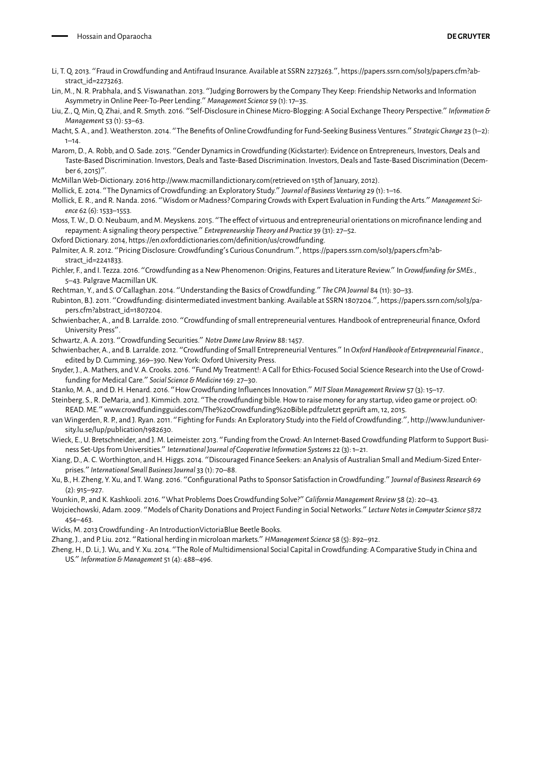Li, T. Q. 2013. "Fraud in Crowdfunding and Antifraud Insurance. Available at SSRN 2273263.", https://papers.ssrn.com/sol3/papers.cfm?abstract_id=2273263.

Lin, M., N. R. Prabhala, and S. Viswanathan. 2013. "Judging Borrowers by the Company They Keep: Friendship Networks and Information Asymmetry in Online Peer-To-Peer Lending." *Management Science* 59 (1): 17–35.

Liu, Z., Q. Min, Q. Zhai, and R. Smyth. 2016. "Self-Disclosure in Chinese Micro-Blogging: A Social Exchange Theory Perspective." *Information & Management* 53 (1): 53–63.

Macht, S. A., and J. Weatherston. 2014. "The Benefits of Online Crowdfunding for Fund-Seeking Business Ventures." *Strategic Change* 23 (1–2): 1–14.

Marom, D., A. Robb, and O. Sade. 2015. "Gender Dynamics in Crowdfunding (Kickstarter): Evidence on Entrepreneurs, Investors, Deals and Taste-Based Discrimination. Investors, Deals and Taste-Based Discrimination. Investors, Deals and Taste-Based Discrimination (December 6, 2015)".

McMillan Web-Dictionary. 2016 http://www.macmillandictionary.com(retrieved on 15th of January, 2012).

Mollick, E. 2014. "The Dynamics of Crowdfunding: an Exploratory Study." *Journal of Business Venturing* 29 (1): 1–16.

Mollick, E. R., and R. Nanda. 2016. "Wisdom or Madness? Comparing Crowds with Expert Evaluation in Funding the Arts." *Management Science* 62 (6): 1533–1553.

Moss, T. W., D. O. Neubaum, and M. Meyskens. 2015. "The effect of virtuous and entrepreneurial orientations on microfinance lending and repayment: A signaling theory perspective." *Entrepreneurship Theory and Practice* 39 (31): 27–52.

Oxford Dictionary. 2014, https://en.oxforddictionaries.com/definition/us/crowdfunding.

Palmiter, A. R. 2012. "Pricing Disclosure: Crowdfunding's Curious Conundrum.", https://papers.ssrn.com/sol3/papers.cfm?abstract_id=2241833.

Pichler, F., and I. Tezza. 2016. "Crowdfunding as a New Phenomenon: Origins, Features and Literature Review." In *Crowdfunding for SMEs.*, 5–43. Palgrave Macmillan UK.

Rechtman, Y., and S. O'Callaghan. 2014. "Understanding the Basics of Crowdfunding." *The CPA Journal* 84 (11): 30–33.

Rubinton, B.J. 2011. "Crowdfunding: disintermediated investment banking. Available at SSRN 1807204.", https://papers.ssrn.com/sol3/papers.cfm?abstract_id=1807204.

Schwienbacher, A., and B. Larralde. 2010. "Crowdfunding of small entrepreneurial ventures. Handbook of entrepreneurial finance, Oxford University Press".

Schwartz, A. A. 2013. "Crowdfunding Securities." *Notre Dame Law Review* 88: 1457.

Schwienbacher, A., and B. Larralde. 2012. "Crowdfunding of Small Entrepreneurial Ventures." In *Oxford Handbook of Entrepreneurial Finance.*, edited by D. Cumming, 369–390. New York: Oxford University Press.

Snyder, J., A. Mathers, and V. A. Crooks. 2016. "Fund My Treatment!: A Call for Ethics-Focused Social Science Research into the Use of Crowdfunding for Medical Care." *Social Science & Medicine* 169: 27–30.

Stanko, M. A., and D. H. Henard. 2016. "How Crowdfunding Influences Innovation." *MIT Sloan Management Review* 57 (3): 15–17.

Steinberg, S., R. DeMaria, and J. Kimmich. 2012. "The crowdfunding bible. How to raise money for any startup, video game or project. oO: READ. ME." www.crowdfundingguides.com/The%20Crowdfunding%20Bible.pdfzuletzt geprüft am, 12, 2015.

van Wingerden, R. P., and J. Ryan. 2011. "Fighting for Funds: An Exploratory Study into the Field of Crowdfunding.", http://www.lunduniversity.lu.se/lup/publication/1982630.

Wieck, E., U. Bretschneider, and J. M. Leimeister. 2013. "Funding from the Crowd: An Internet-Based Crowdfunding Platform to Support Business Set-Ups from Universities." *International Journal of Cooperative Information Systems* 22 (3): 1–21.

Xiang, D., A. C. Worthington, and H. Higgs. 2014. "Discouraged Finance Seekers: an Analysis of Australian Small and Medium-Sized Enterprises." *International Small Business Journal* 33 (1): 70–88.

Xu, B., H. Zheng, Y. Xu, and T. Wang. 2016. "Configurational Paths to Sponsor Satisfaction in Crowdfunding." *Journal of Business Research* 69 (2): 915–927.

Younkin, P., and K. Kashkooli. 2016. "What Problems Does Crowdfunding Solve?" *California Management Review* 58 (2): 20–43.

Wojciechowski, Adam. 2009. "Models of Charity Donations and Project Funding in Social Networks." *Lecture Notes in Computer Science* 5872 454–463.

Wicks, M. 2013 Crowdfunding - An IntroductionVictoriaBlue Beetle Books.

Zhang, J., and P. Liu. 2012. "Rational herding in microloan markets." *HManagement Science* 58 (5): 892–912.

Zheng, H., D. Li, J. Wu, and Y. Xu. 2014. "The Role of Multidimensional Social Capital in Crowdfunding: A Comparative Study in China and US." *Information & Management* 51 (4): 488–496.